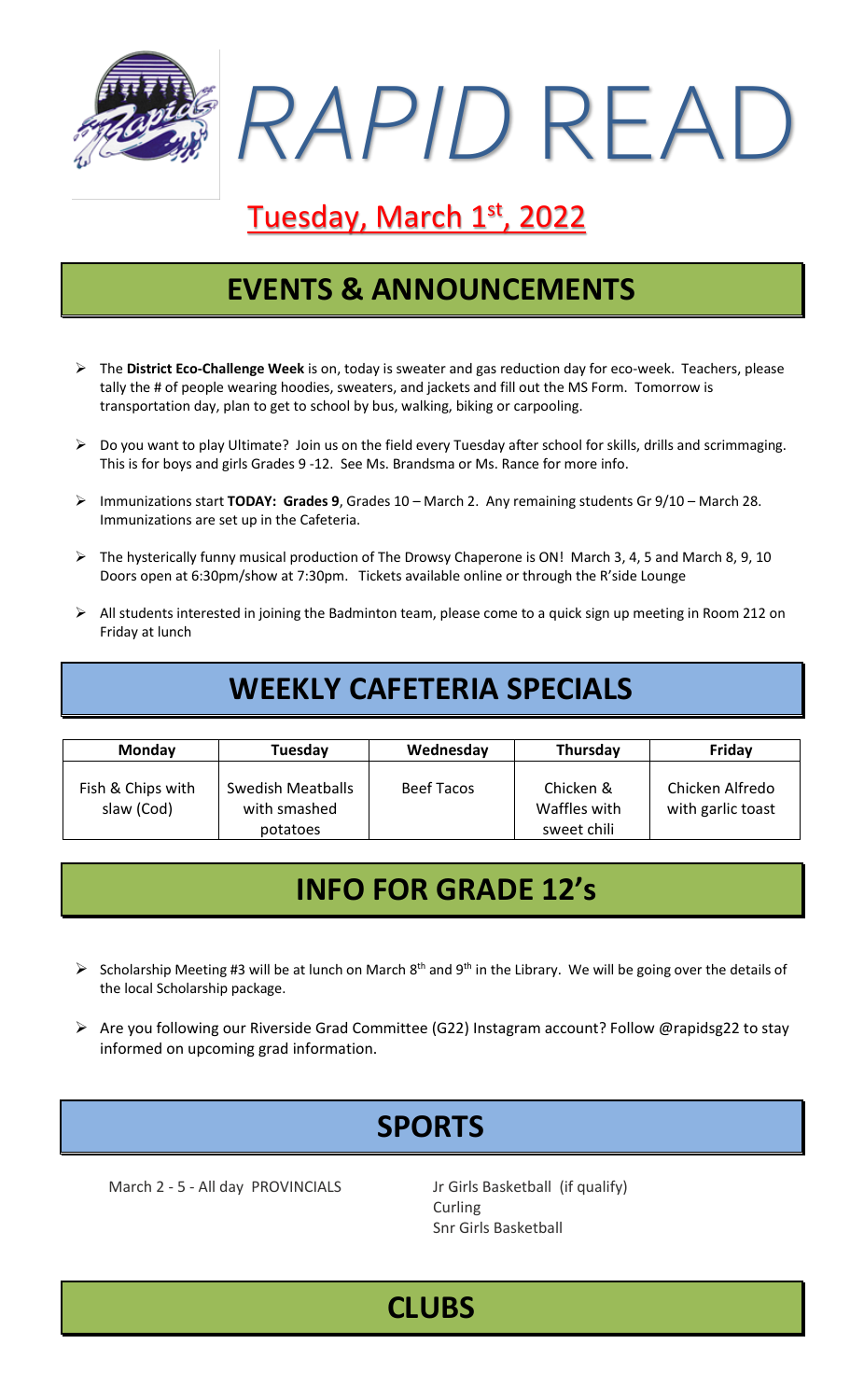# *RAPID* READ

## Tuesday, March 1st, 2022

## EVENTS & ANNOUNCEMENTS

- The **District Eco-Challenge Week** is on, today is sweater and gas reduction day for eco-week. Teachers, please tally the # of people wearing hoodies, sweaters, and jackets and fill out the MS Form. Tomorrow is transportation day, plan to get to school by bus, walking, biking or carpooling.
- Do you want to play Ultimate? Join us on the field every Tuesday after school for skills, drills and scrimmaging. This is for boys and girls Grades 9 -12. See Ms. Brandsma or Ms. Rance for more info.
- Immunizations start **TODAY: Grades 9**, Grades 10 – March 2. Any remaining students Gr 9/10 – March 28. Immunizations are set up in the Cafeteria.
- The hysterically funny musical production of The Drowsy Chaperone is ON! March 3, 4, 5 and March 8, 9, 10 Doors open at 6:30pm/show at 7:30pm. Tickets available online or through the R'side Lounge
- All students interested in joining the Badminton team, please come to a quick sign up meeting in Room 212 on Friday at lunch

## WEEKLY CAFETERIA SPECIALS

| Monday | Tuesday | Wednesday | Thursday | Friday |
|---|---|---|---|---|
| Fish & Chips with slaw (Cod) | Swedish Meatballs with smashed potatoes | Beef Tacos | Chicken & Waffles with sweet chili | Chicken Alfredo with garlic toast |

## INFO FOR GRADE 12's

- Scholarship Meeting #3 will be at lunch on March 8th and 9th in the Library. We will be going over the details of the local Scholarship package.
- Are you following our Riverside Grad Committee (G22) Instagram account? Follow @rapidsg22 to stay informed on upcoming grad information.

## SPORTS

March 2 - 5 - All day PROVINCIALS

Jr Girls Basketball (if qualify)
Curling
Snr Girls Basketball

## CLUBS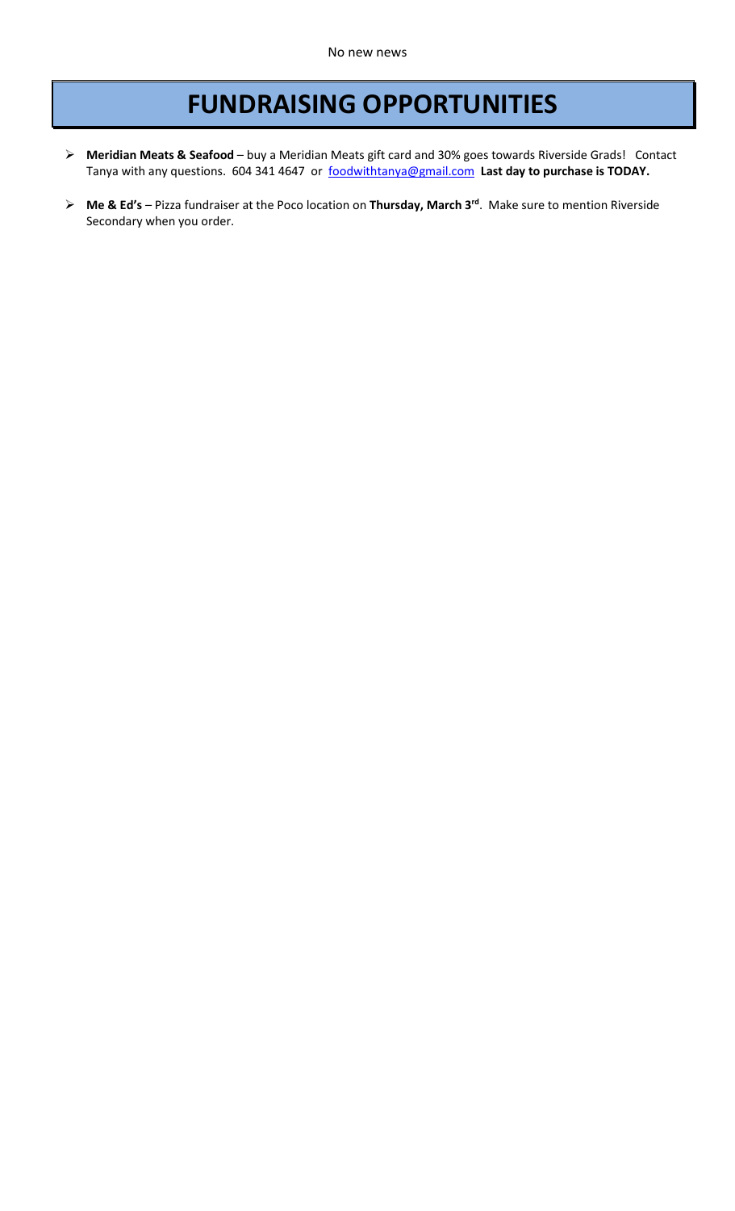No new news

# FUNDRAISING OPPORTUNITIES

- **Meridian Meats & Seafood** – buy a Meridian Meats gift card and 30% goes towards Riverside Grads! Contact Tanya with any questions. 604 341 4647 or foodwithtanya@gmail.com **Last day to purchase is TODAY.**
- **Me & Ed's** – Pizza fundraiser at the Poco location on **Thursday, March 3rd**. Make sure to mention Riverside Secondary when you order.